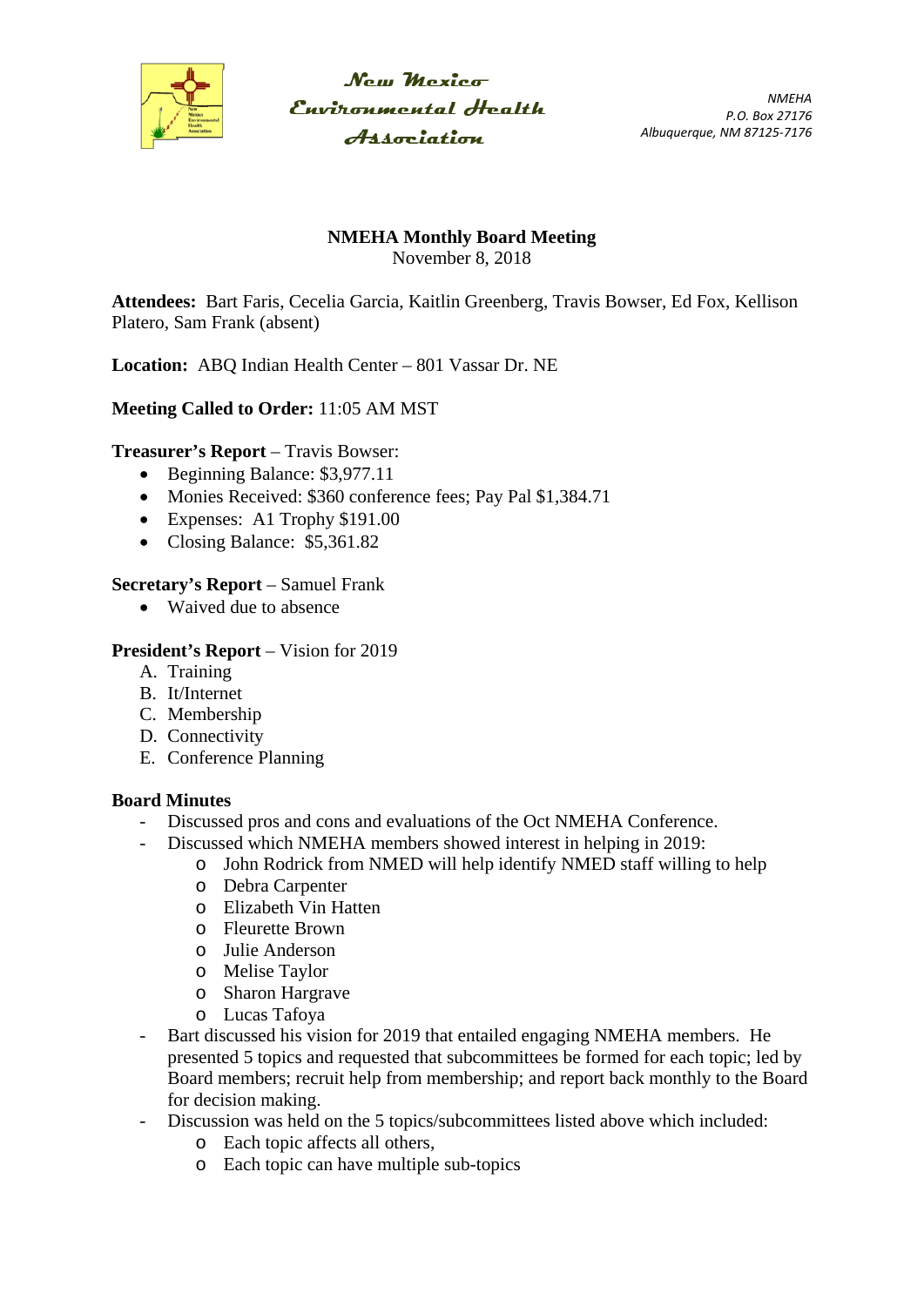**New Mexico Environmental Health Association**

*NMEHA*
*P.O. Box 27176*
*Albuquerque, NM 87125-7176*

# NMEHA Monthly Board Meeting

November 8, 2018

**Attendees:** Bart Faris, Cecelia Garcia, Kaitlin Greenberg, Travis Bowser, Ed Fox, Kellison Platero, Sam Frank (absent)

**Location:** ABQ Indian Health Center – 801 Vassar Dr. NE

**Meeting Called to Order:** 11:05 AM MST

**Treasurer's Report** – Travis Bowser:

- Beginning Balance: $3,977.11
- Monies Received: $360 conference fees; Pay Pal $1,384.71
- Expenses: A1 Trophy $191.00
- Closing Balance: $5,361.82

**Secretary's Report** – Samuel Frank

- Waived due to absence

**President's Report** – Vision for 2019

A. Training
B. It/Internet
C. Membership
D. Connectivity
E. Conference Planning

**Board Minutes**

- Discussed pros and cons and evaluations of the Oct NMEHA Conference.
- Discussed which NMEHA members showed interest in helping in 2019:
  - John Rodrick from NMED will help identify NMED staff willing to help
  - Debra Carpenter
  - Elizabeth Vin Hatten
  - Fleurette Brown
  - Julie Anderson
  - Melise Taylor
  - Sharon Hargrave
  - Lucas Tafoya
- Bart discussed his vision for 2019 that entailed engaging NMEHA members. He presented 5 topics and requested that subcommittees be formed for each topic; led by Board members; recruit help from membership; and report back monthly to the Board for decision making.
- Discussion was held on the 5 topics/subcommittees listed above which included:
  - Each topic affects all others,
  - Each topic can have multiple sub-topics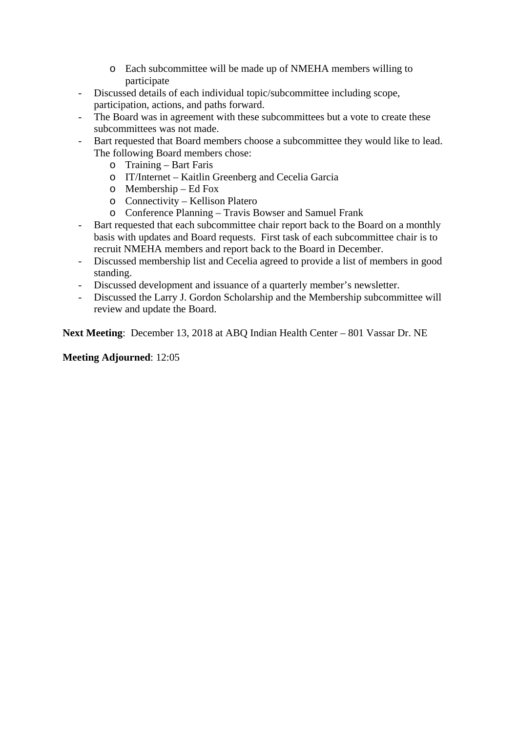- Each subcommittee will be made up of NMEHA members willing to participate
- Discussed details of each individual topic/subcommittee including scope, participation, actions, and paths forward.
- The Board was in agreement with these subcommittees but a vote to create these subcommittees was not made.
- Bart requested that Board members choose a subcommittee they would like to lead. The following Board members chose:
    - Training – Bart Faris
    - IT/Internet – Kaitlin Greenberg and Cecelia Garcia
    - Membership – Ed Fox
    - Connectivity – Kellison Platero
    - Conference Planning – Travis Bowser and Samuel Frank
- Bart requested that each subcommittee chair report back to the Board on a monthly basis with updates and Board requests. First task of each subcommittee chair is to recruit NMEHA members and report back to the Board in December.
- Discussed membership list and Cecelia agreed to provide a list of members in good standing.
- Discussed development and issuance of a quarterly member's newsletter.
- Discussed the Larry J. Gordon Scholarship and the Membership subcommittee will review and update the Board.

**Next Meeting**: December 13, 2018 at ABQ Indian Health Center – 801 Vassar Dr. NE

**Meeting Adjourned**: 12:05